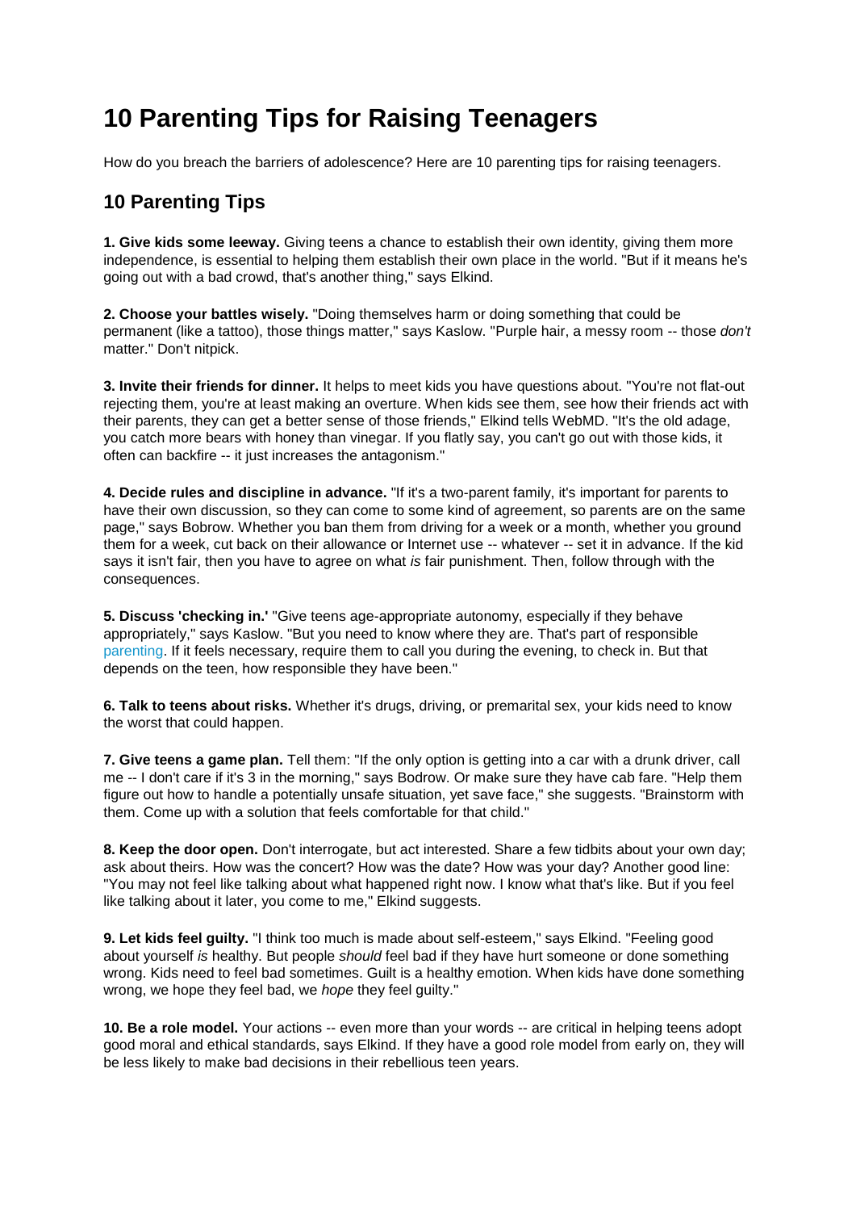# 10 Parenting Tips for Raising Teenagers

How do you breach the barriers of adolescence? Here are 10 parenting tips for raising teenagers.

## 10 Parenting Tips

**1. Give kids some leeway.** Giving teens a chance to establish their own identity, giving them more independence, is essential to helping them establish their own place in the world. "But if it means he's going out with a bad crowd, that's another thing," says Elkind.

**2. Choose your battles wisely.** "Doing themselves harm or doing something that could be permanent (like a tattoo), those things matter," says Kaslow. "Purple hair, a messy room -- those *don't* matter." Don't nitpick.

**3. Invite their friends for dinner.** It helps to meet kids you have questions about. "You're not flat-out rejecting them, you're at least making an overture. When kids see them, see how their friends act with their parents, they can get a better sense of those friends," Elkind tells WebMD. "It's the old adage, you catch more bears with honey than vinegar. If you flatly say, you can't go out with those kids, it often can backfire -- it just increases the antagonism."

**4. Decide rules and discipline in advance.** "If it's a two-parent family, it's important for parents to have their own discussion, so they can come to some kind of agreement, so parents are on the same page," says Bobrow. Whether you ban them from driving for a week or a month, whether you ground them for a week, cut back on their allowance or Internet use -- whatever -- set it in advance. If the kid says it isn't fair, then you have to agree on what *is* fair punishment. Then, follow through with the consequences.

**5. Discuss 'checking in.'** "Give teens age-appropriate autonomy, especially if they behave appropriately," says Kaslow. "But you need to know where they are. That's part of responsible parenting. If it feels necessary, require them to call you during the evening, to check in. But that depends on the teen, how responsible they have been."

**6. Talk to teens about risks.** Whether it's drugs, driving, or premarital sex, your kids need to know the worst that could happen.

**7. Give teens a game plan.** Tell them: "If the only option is getting into a car with a drunk driver, call me -- I don't care if it's 3 in the morning," says Bodrow. Or make sure they have cab fare. "Help them figure out how to handle a potentially unsafe situation, yet save face," she suggests. "Brainstorm with them. Come up with a solution that feels comfortable for that child."

**8. Keep the door open.** Don't interrogate, but act interested. Share a few tidbits about your own day; ask about theirs. How was the concert? How was the date? How was your day? Another good line: "You may not feel like talking about what happened right now. I know what that's like. But if you feel like talking about it later, you come to me," Elkind suggests.

**9. Let kids feel guilty.** "I think too much is made about self-esteem," says Elkind. "Feeling good about yourself *is* healthy. But people *should* feel bad if they have hurt someone or done something wrong. Kids need to feel bad sometimes. Guilt is a healthy emotion. When kids have done something wrong, we hope they feel bad, we *hope* they feel guilty."

**10. Be a role model.** Your actions -- even more than your words -- are critical in helping teens adopt good moral and ethical standards, says Elkind. If they have a good role model from early on, they will be less likely to make bad decisions in their rebellious teen years.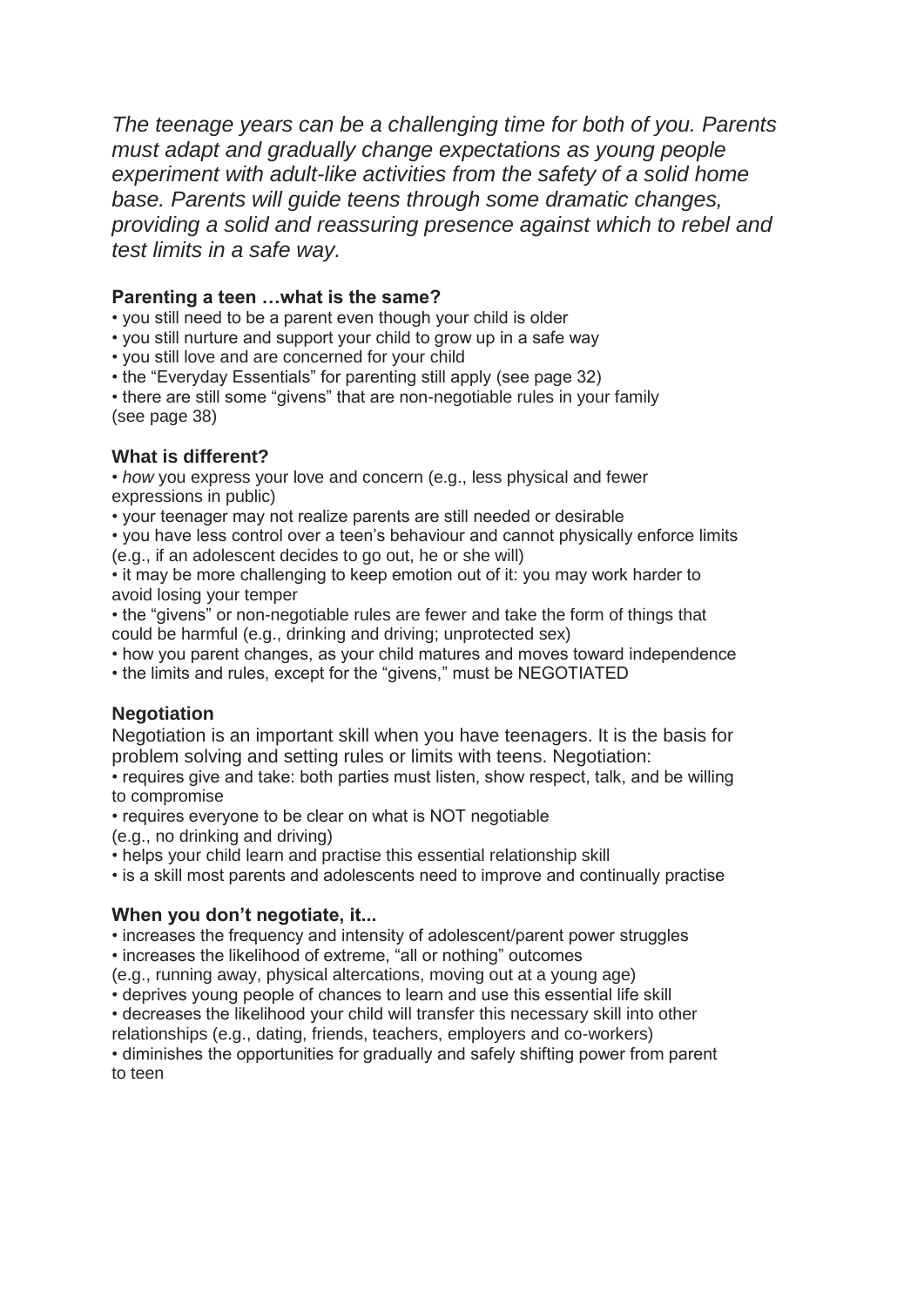*The teenage years can be a challenging time for both of you. Parents must adapt and gradually change expectations as young people experiment with adult-like activities from the safety of a solid home base. Parents will guide teens through some dramatic changes, providing a solid and reassuring presence against which to rebel and test limits in a safe way.*

### Parenting a teen …what is the same?

- you still need to be a parent even though your child is older
- you still nurture and support your child to grow up in a safe way
- you still love and are concerned for your child
- the "Everyday Essentials" for parenting still apply (see page 32)
- there are still some "givens" that are non-negotiable rules in your family (see page 38)

### What is different?

- *how* you express your love and concern (e.g., less physical and fewer expressions in public)
- your teenager may not realize parents are still needed or desirable
- you have less control over a teen's behaviour and cannot physically enforce limits (e.g., if an adolescent decides to go out, he or she will)
- it may be more challenging to keep emotion out of it: you may work harder to avoid losing your temper
- the "givens" or non-negotiable rules are fewer and take the form of things that could be harmful (e.g., drinking and driving; unprotected sex)
- how you parent changes, as your child matures and moves toward independence
- the limits and rules, except for the "givens," must be NEGOTIATED

### Negotiation

Negotiation is an important skill when you have teenagers. It is the basis for problem solving and setting rules or limits with teens. Negotiation:

- requires give and take: both parties must listen, show respect, talk, and be willing to compromise
- requires everyone to be clear on what is NOT negotiable (e.g., no drinking and driving)
- helps your child learn and practise this essential relationship skill
- is a skill most parents and adolescents need to improve and continually practise

### When you don't negotiate, it...

- increases the frequency and intensity of adolescent/parent power struggles
- increases the likelihood of extreme, "all or nothing" outcomes (e.g., running away, physical altercations, moving out at a young age)
- deprives young people of chances to learn and use this essential life skill
- decreases the likelihood your child will transfer this necessary skill into other relationships (e.g., dating, friends, teachers, employers and co-workers)
- diminishes the opportunities for gradually and safely shifting power from parent to teen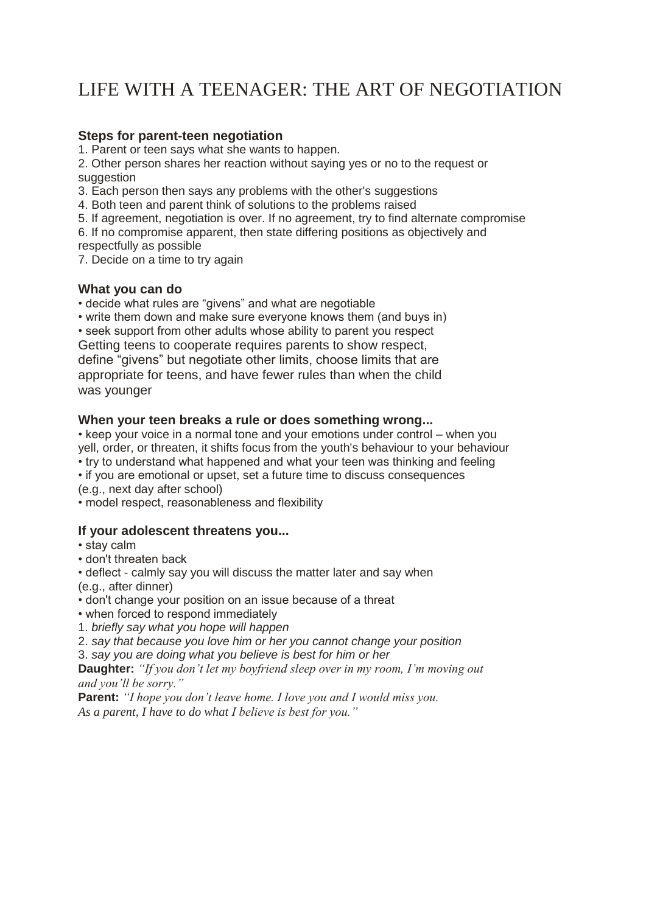# LIFE WITH A TEENAGER: THE ART OF NEGOTIATION

### Steps for parent-teen negotiation

1. Parent or teen says what she wants to happen.
2. Other person shares her reaction without saying yes or no to the request or suggestion
3. Each person then says any problems with the other's suggestions
4. Both teen and parent think of solutions to the problems raised
5. If agreement, negotiation is over. If no agreement, try to find alternate compromise
6. If no compromise apparent, then state differing positions as objectively and respectfully as possible
7. Decide on a time to try again

### What you can do

- decide what rules are "givens" and what are negotiable
- write them down and make sure everyone knows them (and buys in)
- seek support from other adults whose ability to parent you respect

Getting teens to cooperate requires parents to show respect, define "givens" but negotiate other limits, choose limits that are appropriate for teens, and have fewer rules than when the child was younger

### When your teen breaks a rule or does something wrong...

- keep your voice in a normal tone and your emotions under control – when you yell, order, or threaten, it shifts focus from the youth's behaviour to your behaviour
- try to understand what happened and what your teen was thinking and feeling
- if you are emotional or upset, set a future time to discuss consequences (e.g., next day after school)
- model respect, reasonableness and flexibility

### If your adolescent threatens you...

- stay calm
- don't threaten back
- deflect - calmly say you will discuss the matter later and say when (e.g., after dinner)
- don't change your position on an issue because of a threat
- when forced to respond immediately

1. *briefly say what you hope will happen*
2. *say that because you love him or her you cannot change your position*
3. *say you are doing what you believe is best for him or her*

**Daughter:** *"If you don't let my boyfriend sleep over in my room, I'm moving out and you'll be sorry."*

**Parent:** *"I hope you don't leave home. I love you and I would miss you. As a parent, I have to do what I believe is best for you."*